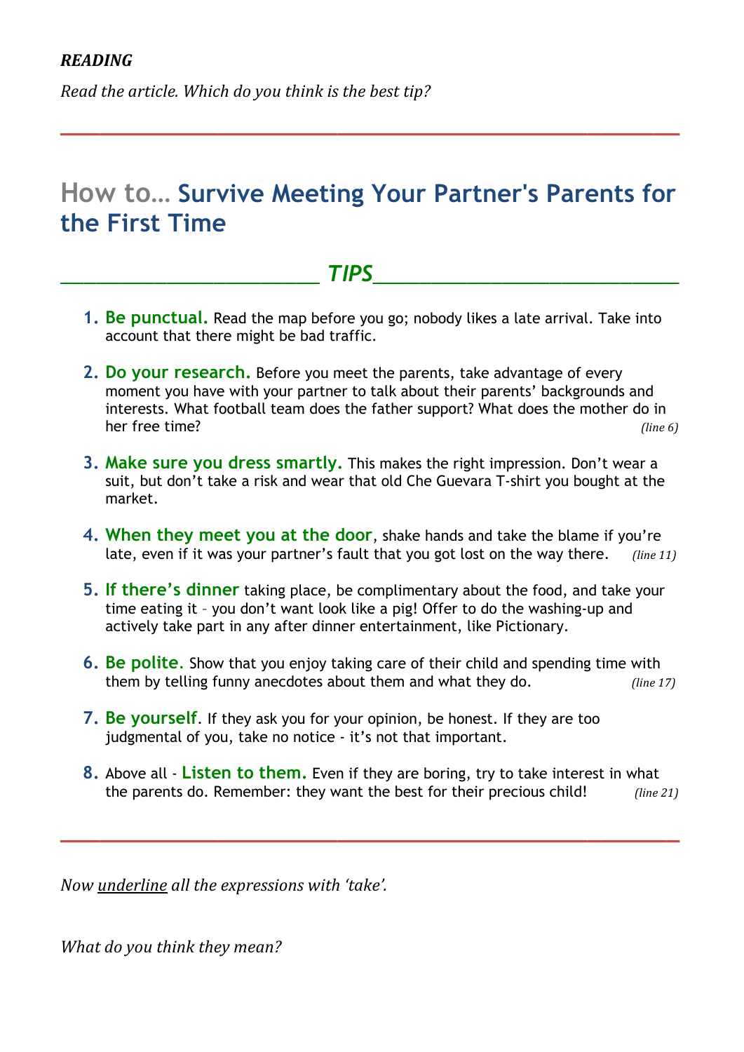***READING***

*Read the article. Which do you think is the best tip?*

---

# How to… Survive Meeting Your Partner's Parents for the First Time

## *TIPS*

1. **Be punctual.** Read the map before you go; nobody likes a late arrival. Take into account that there might be bad traffic.

2. **Do your research.** Before you meet the parents, take advantage of every moment you have with your partner to talk about their parents' backgrounds and interests. What football team does the father support? What does the mother do in her free time? *(line 6)*

3. **Make sure you dress smartly.** This makes the right impression. Don't wear a suit, but don't take a risk and wear that old Che Guevara T-shirt you bought at the market.

4. **When they meet you at the door**, shake hands and take the blame if you're late, even if it was your partner's fault that you got lost on the way there. *(line 11)*

5. **If there's dinner** taking place, be complimentary about the food, and take your time eating it – you don't want look like a pig! Offer to do the washing-up and actively take part in any after dinner entertainment, like Pictionary.

6. **Be polite**. Show that you enjoy taking care of their child and spending time with them by telling funny anecdotes about them and what they do. *(line 17)*

7. **Be yourself**. If they ask you for your opinion, be honest. If they are too judgmental of you, take no notice - it's not that important.

8. Above all - **Listen to them.** Even if they are boring, try to take interest in what the parents do. Remember: they want the best for their precious child! *(line 21)*

---

*Now underline all the expressions with 'take'.*

*What do you think they mean?*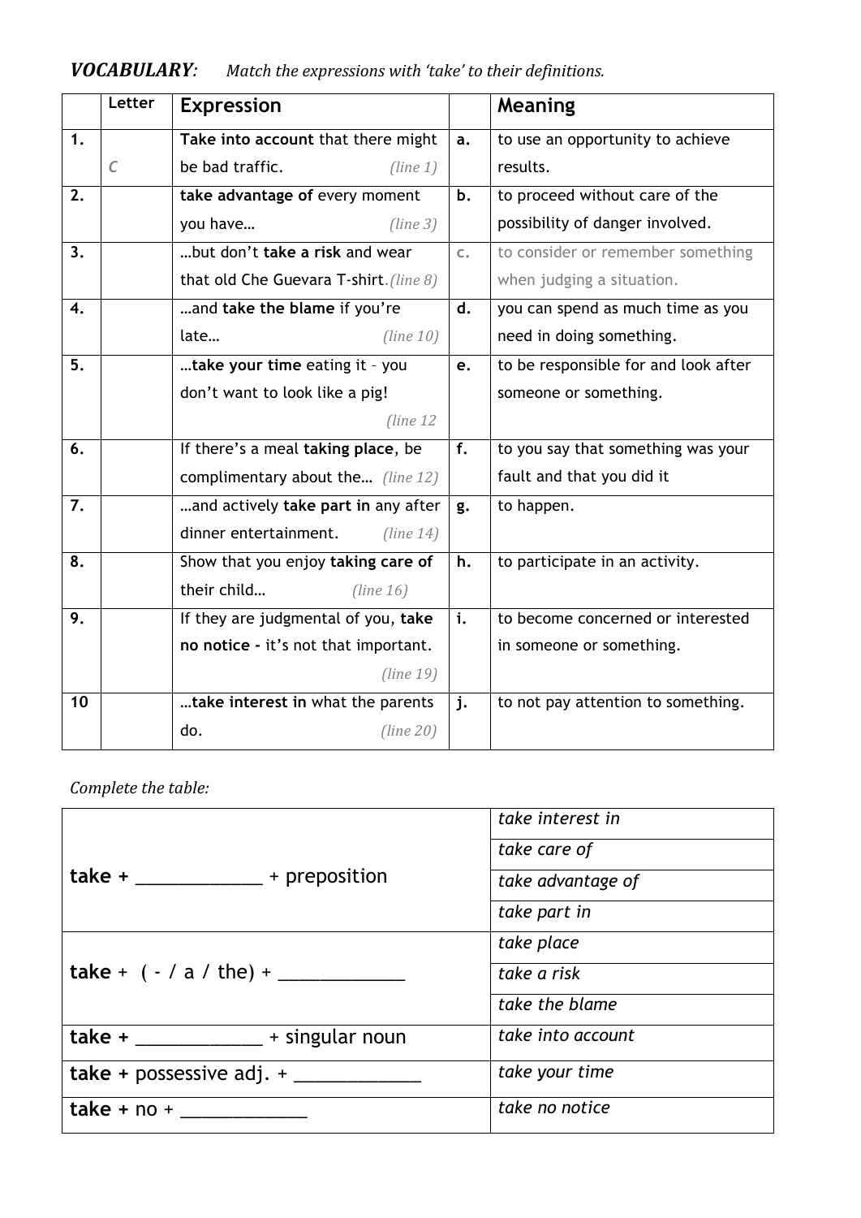***VOCABULARY**: Match the expressions with 'take' to their definitions.*

| | Letter | Expression | | Meaning |
|---|---|---|---|---|
| **1.** | *C* | **Take into account** that there might be bad traffic. *(line 1)* | **a.** | to use an opportunity to achieve results. |
| **2.** | | **take advantage of** every moment you have… *(line 3)* | **b.** | to proceed without care of the possibility of danger involved. |
| **3.** | | …but don't **take a risk** and wear that old Che Guevara T-shirt.*(line 8)* | c. | to consider or remember something when judging a situation. |
| **4.** | | …and **take the blame** if you're late… *(line 10)* | **d.** | you can spend as much time as you need in doing something. |
| **5.** | | …**take your time** eating it – you don't want to look like a pig! *(line 12* | **e.** | to be responsible for and look after someone or something. |
| **6.** | | If there's a meal **taking place**, be complimentary about the… *(line 12)* | **f.** | to you say that something was your fault and that you did it |
| **7.** | | …and actively **take part in** any after dinner entertainment. *(line 14)* | **g.** | to happen. |
| **8.** | | Show that you enjoy **taking care of** their child… *(line 16)* | **h.** | to participate in an activity. |
| **9.** | | If they are judgmental of you, **take no notice** - it's not that important. *(line 19)* | **i.** | to become concerned or interested in someone or something. |
| **10** | | …**take interest in** what the parents do. *(line 20)* | **j.** | to not pay attention to something. |

*Complete the table:*

| | |
|---|---|
| **take +** _____________ + preposition | *take interest in* |
| | *take care of* |
| | *take advantage of* |
| | *take part in* |
| **take** + ( - / a / the) + _____________ | *take place* |
| | *take a risk* |
| | *take the blame* |
| **take +** _____________ + singular noun | *take into account* |
| **take +** possessive adj. + _____________ | *take your time* |
| **take +** no + _____________ | *take no notice* |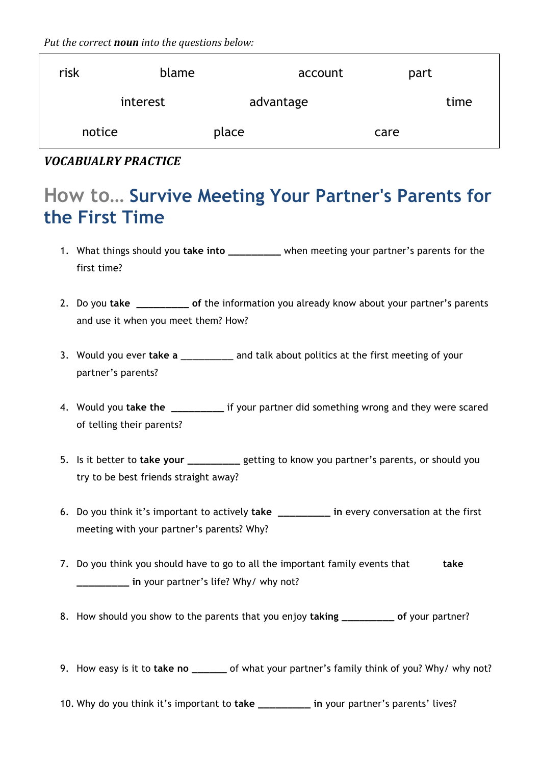*Put the correct **noun** into the questions below:*

| | | | |
|---|---|---|---|
| risk | blame | account | part |
| interest | advantage | time | |
| notice | place | care | |

***VOCABUALRY PRACTICE***

# How to… Survive Meeting Your Partner's Parents for the First Time

1. What things should you **take into** __________ when meeting your partner's parents for the first time?

2. Do you **take** __________ **of** the information you already know about your partner's parents and use it when you meet them? How?

3. Would you ever **take a** __________ and talk about politics at the first meeting of your partner's parents?

4. Would you **take the** __________ if your partner did something wrong and they were scared of telling their parents?

5. Is it better to **take your** __________ getting to know you partner's parents, or should you try to be best friends straight away?

6. Do you think it's important to actively **take** __________ **in** every conversation at the first meeting with your partner's parents? Why?

7. Do you think you should have to go to all the important family events that **take** __________ **in** your partner's life? Why/ why not?

8. How should you show to the parents that you enjoy **taking** __________ **of** your partner?

9. How easy is it to **take no** _______ of what your partner's family think of you? Why/ why not?

10. Why do you think it's important to **take** __________ **in** your partner's parents' lives?